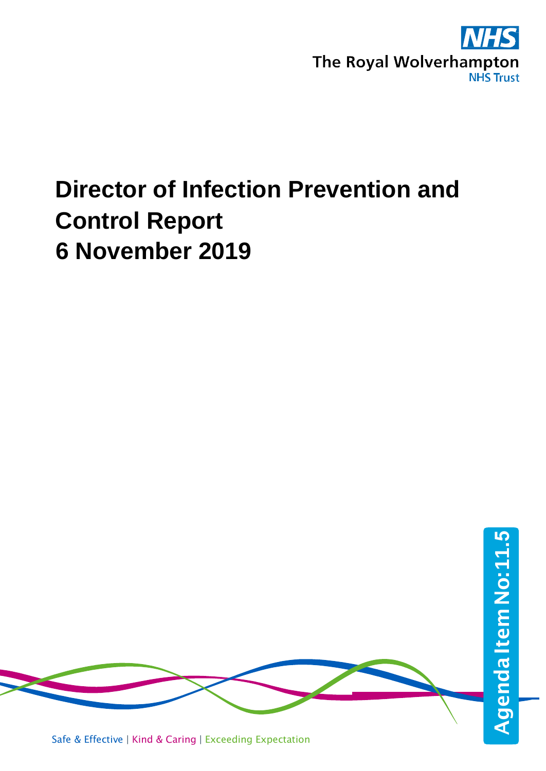The Royal Wolverhampton NHS Trust

# Director of Infection Prevention and Control Report
# 6 November 2019

Agenda Item No: 11.5

Safe & Effective | Kind & Caring | Exceeding Expectation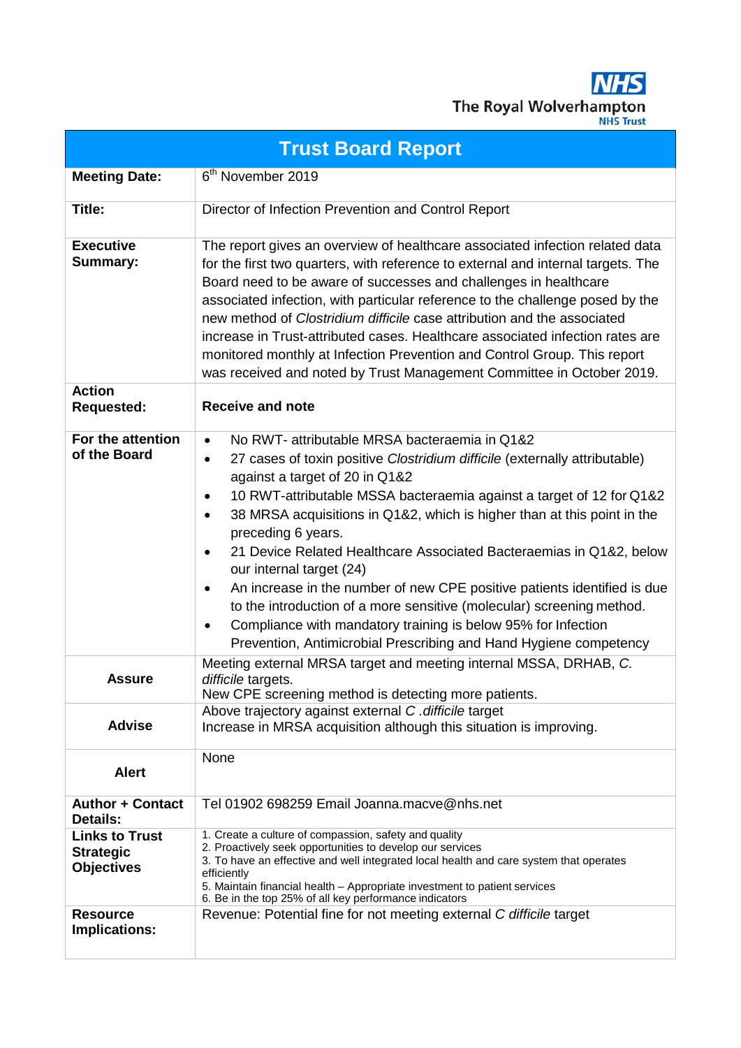The Royal Wolverhampton NHS Trust

# Trust Board Report

| | |
|---|---|
| **Meeting Date:** | 6th November 2019 |
| **Title:** | Director of Infection Prevention and Control Report |
| **Executive Summary:** | The report gives an overview of healthcare associated infection related data for the first two quarters, with reference to external and internal targets. The Board need to be aware of successes and challenges in healthcare associated infection, with particular reference to the challenge posed by the new method of *Clostridium difficile* case attribution and the associated increase in Trust-attributed cases. Healthcare associated infection rates are monitored monthly at Infection Prevention and Control Group. This report was received and noted by Trust Management Committee in October 2019. |
| **Action Requested:** | **Receive and note** |
| **For the attention of the Board** | • No RWT- attributable MRSA bacteraemia in Q1&2<br>• 27 cases of toxin positive *Clostridium difficile* (externally attributable) against a target of 20 in Q1&2<br>• 10 RWT-attributable MSSA bacteraemia against a target of 12 for Q1&2<br>• 38 MRSA acquisitions in Q1&2, which is higher than at this point in the preceding 6 years.<br>• 21 Device Related Healthcare Associated Bacteraemias in Q1&2, below our internal target (24)<br>• An increase in the number of new CPE positive patients identified is due to the introduction of a more sensitive (molecular) screening method.<br>• Compliance with mandatory training is below 95% for Infection Prevention, Antimicrobial Prescribing and Hand Hygiene competency |
| **Assure** | Meeting external MRSA target and meeting internal MSSA, DRHAB, *C. difficile* targets.<br>New CPE screening method is detecting more patients. |
| **Advise** | Above trajectory against external *C .difficile* target<br>Increase in MRSA acquisition although this situation is improving. |
| **Alert** | None |
| **Author + Contact Details:** | Tel 01902 698259 Email Joanna.macve@nhs.net |
| **Links to Trust Strategic Objectives** | 1. Create a culture of compassion, safety and quality<br>2. Proactively seek opportunities to develop our services<br>3. To have an effective and well integrated local health and care system that operates efficiently<br>5. Maintain financial health – Appropriate investment to patient services<br>6. Be in the top 25% of all key performance indicators |
| **Resource Implications:** | Revenue: Potential fine for not meeting external *C difficile* target |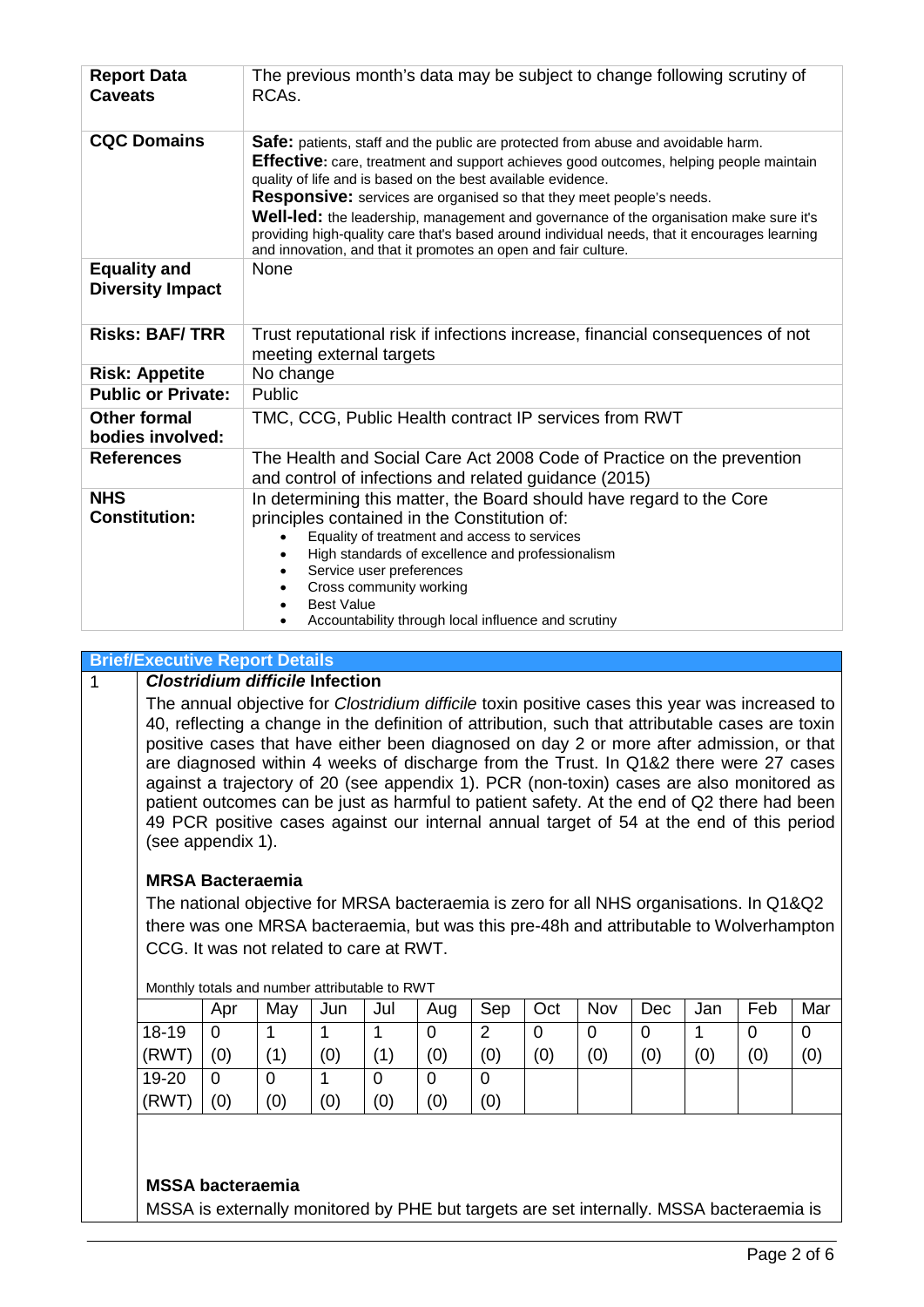| | |
|---|---|
| **Report Data Caveats** | The previous month's data may be subject to change following scrutiny of RCAs. |
| **CQC Domains** | **Safe:** patients, staff and the public are protected from abuse and avoidable harm. **Effective:** care, treatment and support achieves good outcomes, helping people maintain quality of life and is based on the best available evidence. **Responsive:** services are organised so that they meet people's needs. **Well-led:** the leadership, management and governance of the organisation make sure it's providing high-quality care that's based around individual needs, that it encourages learning and innovation, and that it promotes an open and fair culture. |
| **Equality and Diversity Impact** | None |
| **Risks: BAF/ TRR** | Trust reputational risk if infections increase, financial consequences of not meeting external targets |
| **Risk: Appetite** | No change |
| **Public or Private:** | Public |
| **Other formal bodies involved:** | TMC, CCG, Public Health contract IP services from RWT |
| **References** | The Health and Social Care Act 2008 Code of Practice on the prevention and control of infections and related guidance (2015) |
| **NHS Constitution:** | In determining this matter, the Board should have regard to the Core principles contained in the Constitution of: <br>• Equality of treatment and access to services <br>• High standards of excellence and professionalism <br>• Service user preferences <br>• Cross community working <br>• Best Value <br>• Accountability through local influence and scrutiny |

## Brief/Executive Report Details

### 1 *Clostridium difficile* Infection

The annual objective for *Clostridium difficile* toxin positive cases this year was increased to 40, reflecting a change in the definition of attribution, such that attributable cases are toxin positive cases that have either been diagnosed on day 2 or more after admission, or that are diagnosed within 4 weeks of discharge from the Trust. In Q1&2 there were 27 cases against a trajectory of 20 (see appendix 1). PCR (non-toxin) cases are also monitored as patient outcomes can be just as harmful to patient safety. At the end of Q2 there had been 49 PCR positive cases against our internal annual target of 54 at the end of this period (see appendix 1).

**MRSA Bacteraemia**

The national objective for MRSA bacteraemia is zero for all NHS organisations. In Q1&Q2 there was one MRSA bacteraemia, but was this pre-48h and attributable to Wolverhampton CCG. It was not related to care at RWT.

Monthly totals and number attributable to RWT

| | Apr | May | Jun | Jul | Aug | Sep | Oct | Nov | Dec | Jan | Feb | Mar |
|---|---|---|---|---|---|---|---|---|---|---|---|---|
| 18-19 (RWT) | 0 (0) | 1 (1) | 1 (0) | 1 (1) | 0 (0) | 2 (0) | 0 (0) | 0 (0) | 0 (0) | 1 (0) | 0 (0) | 0 (0) |
| 19-20 (RWT) | 0 (0) | 0 (0) | 1 (0) | 0 (0) | 0 (0) | 0 (0) | | | | | | |

**MSSA bacteraemia**

MSSA is externally monitored by PHE but targets are set internally. MSSA bacteraemia is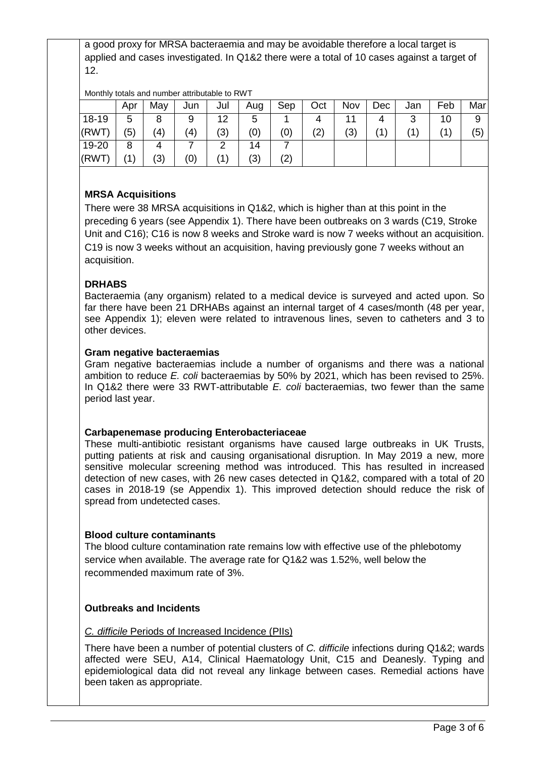a good proxy for MRSA bacteraemia and may be avoidable therefore a local target is applied and cases investigated. In Q1&2 there were a total of 10 cases against a target of 12.

Monthly totals and number attributable to RWT

| | Apr | May | Jun | Jul | Aug | Sep | Oct | Nov | Dec | Jan | Feb | Mar |
|---|---|---|---|---|---|---|---|---|---|---|---|---|
| 18-19 | 5 | 8 | 9 | 12 | 5 | 1 | 4 | 11 | 4 | 3 | 10 | 9 |
| (RWT) | (5) | (4) | (4) | (3) | (0) | (0) | (2) | (3) | (1) | (1) | (1) | (5) |
| 19-20 | 8 | 4 | 7 | 2 | 14 | 7 | | | | | | |
| (RWT) | (1) | (3) | (0) | (1) | (3) | (2) | | | | | | |

**MRSA Acquisitions**

There were 38 MRSA acquisitions in Q1&2, which is higher than at this point in the preceding 6 years (see Appendix 1). There have been outbreaks on 3 wards (C19, Stroke Unit and C16); C16 is now 8 weeks and Stroke ward is now 7 weeks without an acquisition. C19 is now 3 weeks without an acquisition, having previously gone 7 weeks without an acquisition.

**DRHABS**

Bacteraemia (any organism) related to a medical device is surveyed and acted upon. So far there have been 21 DRHABs against an internal target of 4 cases/month (48 per year, see Appendix 1); eleven were related to intravenous lines, seven to catheters and 3 to other devices.

**Gram negative bacteraemias**

Gram negative bacteraemias include a number of organisms and there was a national ambition to reduce *E. coli* bacteraemias by 50% by 2021, which has been revised to 25%. In Q1&2 there were 33 RWT-attributable *E. coli* bacteraemias, two fewer than the same period last year.

**Carbapenemase producing Enterobacteriaceae**

These multi-antibiotic resistant organisms have caused large outbreaks in UK Trusts, putting patients at risk and causing organisational disruption. In May 2019 a new, more sensitive molecular screening method was introduced. This has resulted in increased detection of new cases, with 26 new cases detected in Q1&2, compared with a total of 20 cases in 2018-19 (se Appendix 1). This improved detection should reduce the risk of spread from undetected cases.

**Blood culture contaminants**

The blood culture contamination rate remains low with effective use of the phlebotomy service when available. The average rate for Q1&2 was 1.52%, well below the recommended maximum rate of 3%.

**Outbreaks and Incidents**

*C. difficile* Periods of Increased Incidence (PIIs)

There have been a number of potential clusters of *C. difficile* infections during Q1&2; wards affected were SEU, A14, Clinical Haematology Unit, C15 and Deanesly. Typing and epidemiological data did not reveal any linkage between cases. Remedial actions have been taken as appropriate.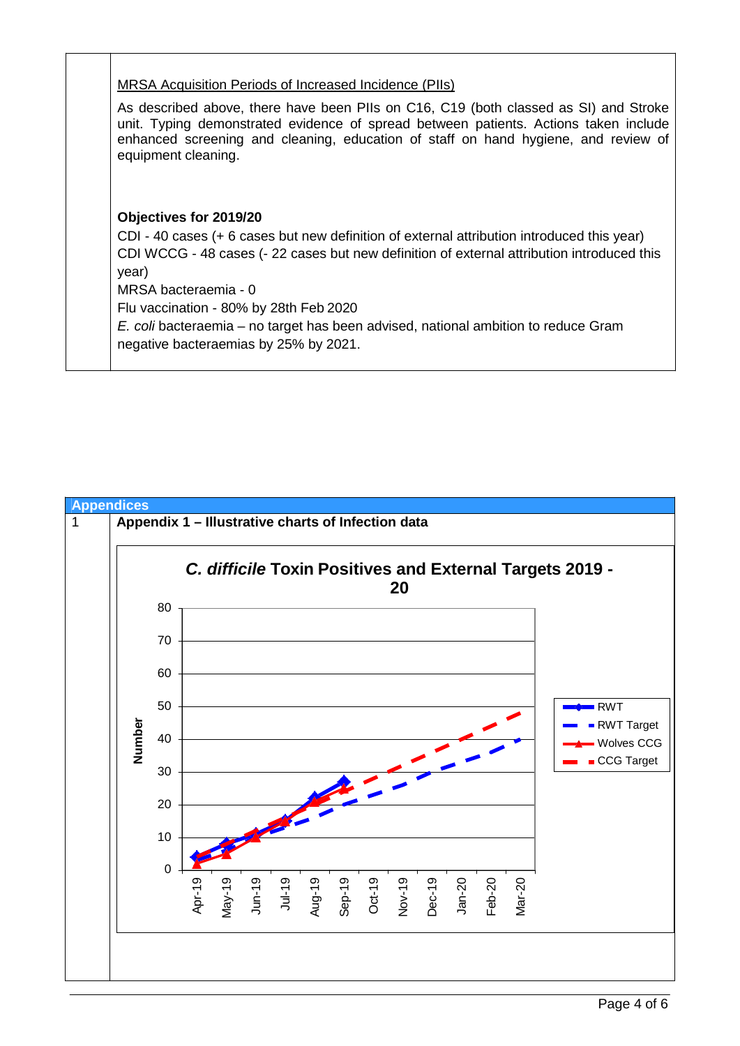<u>MRSA Acquisition Periods of Increased Incidence (PIIs)</u>

As described above, there have been PIIs on C16, C19 (both classed as SI) and Stroke unit. Typing demonstrated evidence of spread between patients. Actions taken include enhanced screening and cleaning, education of staff on hand hygiene, and review of equipment cleaning.

**Objectives for 2019/20**

CDI - 40 cases (+ 6 cases but new definition of external attribution introduced this year)
CDI WCCG - 48 cases (- 22 cases but new definition of external attribution introduced this year)
MRSA bacteraemia - 0
Flu vaccination - 80% by 28th Feb 2020
*E. coli* bacteraemia – no target has been advised, national ambition to reduce Gram negative bacteraemias by 25% by 2021.

## Appendices

1 **Appendix 1 – Illustrative charts of Infection data**

***C. difficile*** **Toxin Positives and External Targets 2019 - 20**

Number

RWT
RWT Target
Wolves CCG
CCG Target

Apr-19, May-19, Jun-19, Jul-19, Aug-19, Sep-19, Oct-19, Nov-19, Dec-19, Jan-20, Feb-20, Mar-20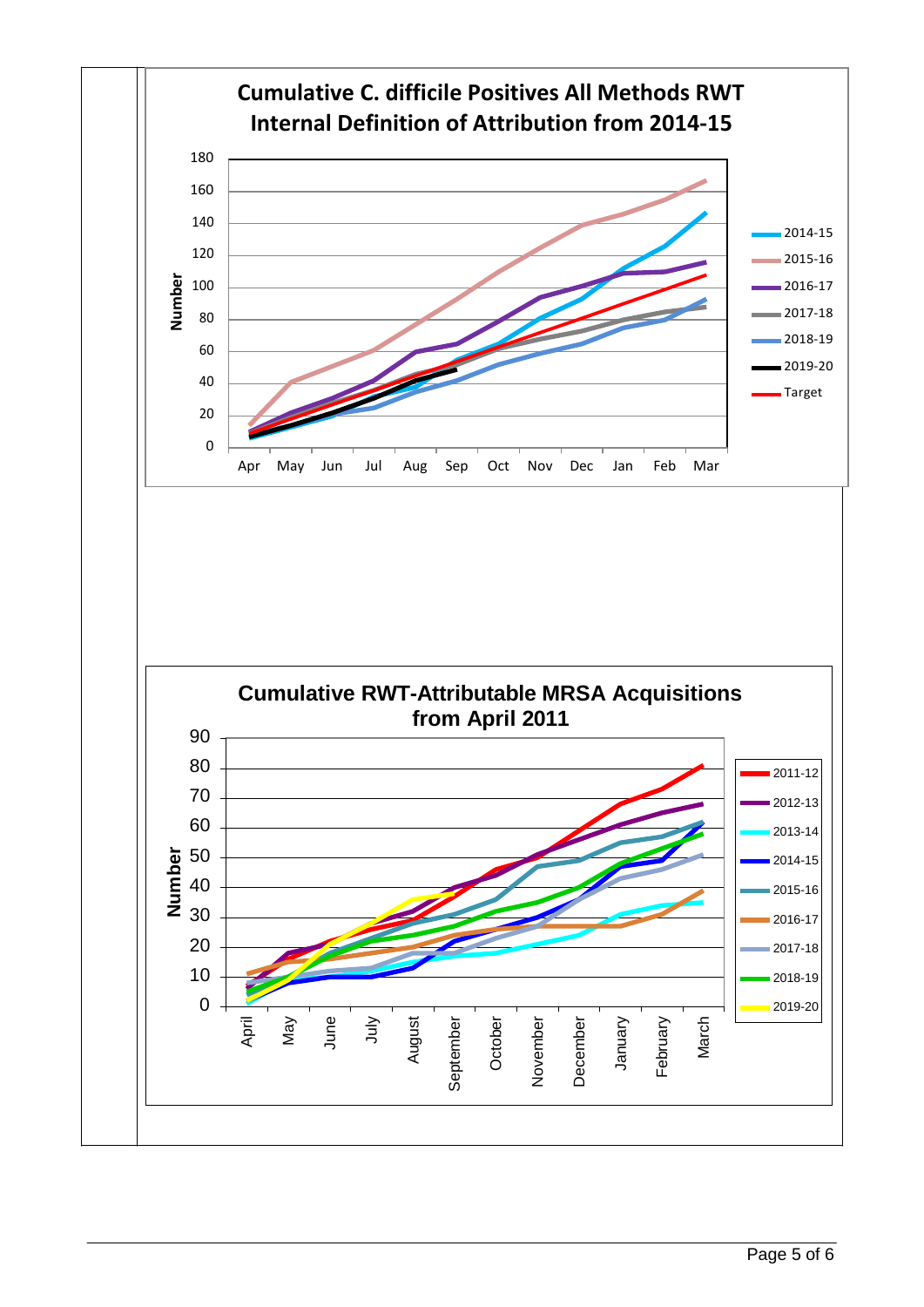**Cumulative C. difficile Positives All Methods RWT Internal Definition of Attribution from 2014-15**

**Cumulative RWT-Attributable MRSA Acquisitions from April 2011**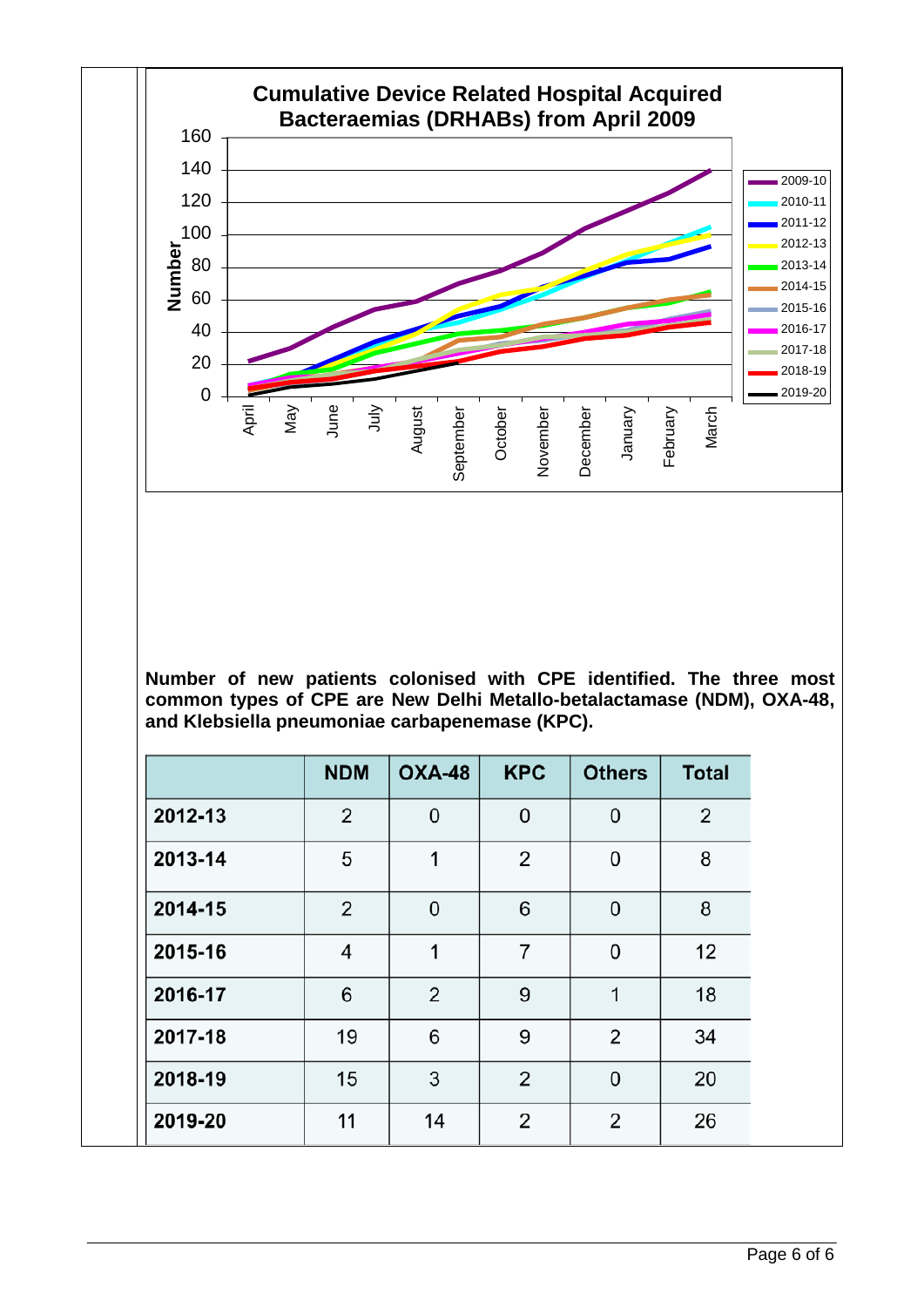**Cumulative Device Related Hospital Acquired Bacteraemias (DRHABs) from April 2009**

Number

160
140
120
100
80
60
40
20
0

April
May
June
July
August
September
October
November
December
January
February
March

2009-10
2010-11
2011-12
2012-13
2013-14
2014-15
2015-16
2016-17
2017-18
2018-19
2019-20

**Number of new patients colonised with CPE identified. The three most common types of CPE are New Delhi Metallo-betalactamase (NDM), OXA-48, and Klebsiella pneumoniae carbapenemase (KPC).**

| | NDM | OXA-48 | KPC | Others | Total |
|---|---|---|---|---|---|
| **2012-13** | 2 | 0 | 0 | 0 | 2 |
| **2013-14** | 5 | 1 | 2 | 0 | 8 |
| **2014-15** | 2 | 0 | 6 | 0 | 8 |
| **2015-16** | 4 | 1 | 7 | 0 | 12 |
| **2016-17** | 6 | 2 | 9 | 1 | 18 |
| **2017-18** | 19 | 6 | 9 | 2 | 34 |
| **2018-19** | 15 | 3 | 2 | 0 | 20 |
| **2019-20** | 11 | 14 | 2 | 2 | 26 |